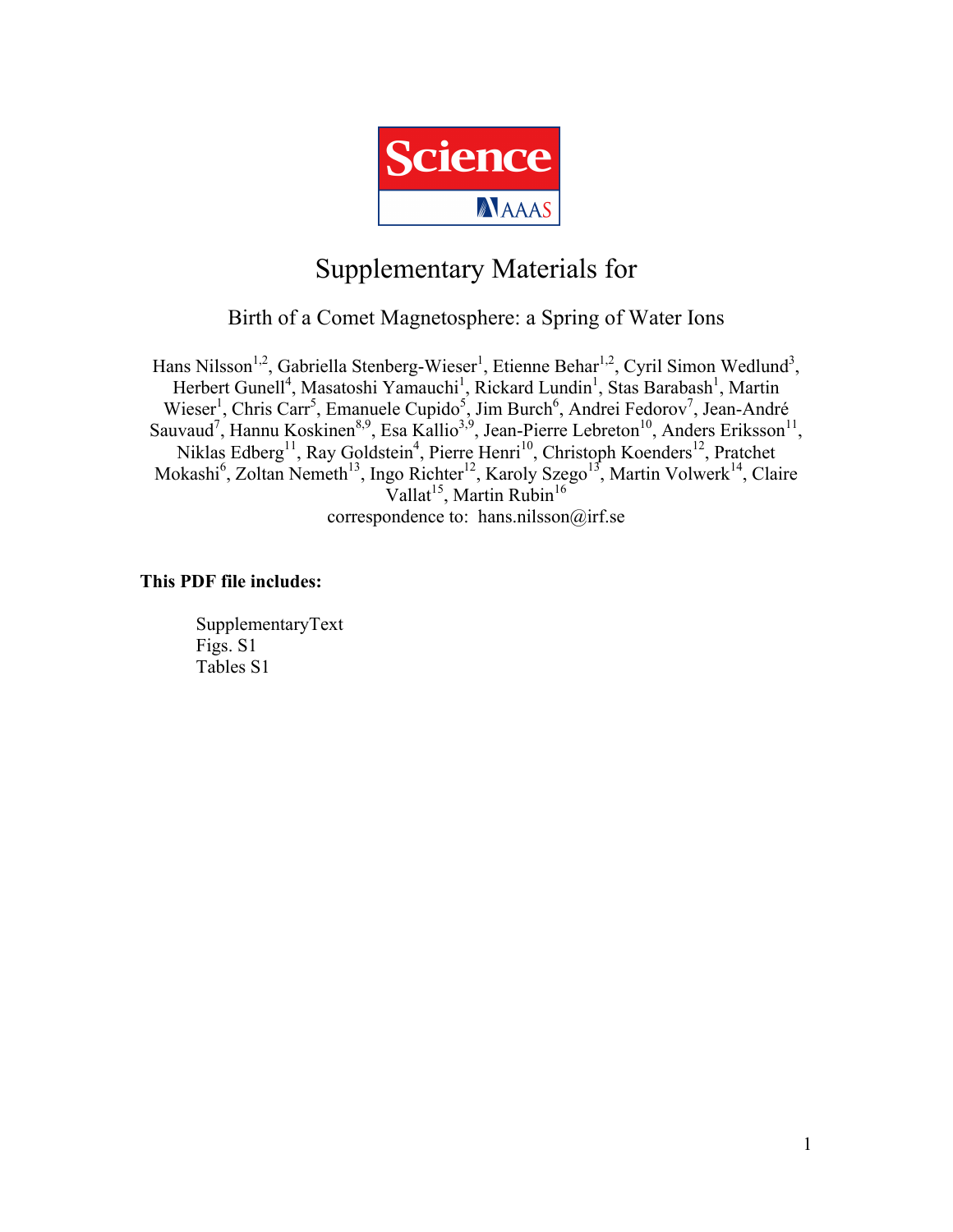Science AAAS

# Supplementary Materials for

## Birth of a Comet Magnetosphere: a Spring of Water Ions

Hans Nilsson[1,2], Gabriella Stenberg-Wieser[1], Etienne Behar[1,2], Cyril Simon Wedlund[3], Herbert Gunell[4], Masatoshi Yamauchi[1], Rickard Lundin[1], Stas Barabash[1], Martin Wieser[1], Chris Carr[5], Emanuele Cupido[5], Jim Burch[6], Andrei Fedorov[7], Jean-André Sauvaud[7], Hannu Koskinen[8,9], Esa Kallio[3,9], Jean-Pierre Lebreton[10], Anders Eriksson[11], Niklas Edberg[11], Ray Goldstein[4], Pierre Henri[10], Christoph Koenders[12], Pratchet Mokashi[6], Zoltan Nemeth[13], Ingo Richter[12], Karoly Szego[13], Martin Volwerk[14], Claire Vallat[15], Martin Rubin[16]

correspondence to: hans.nilsson@irf.se

**This PDF file includes:**

SupplementaryText
Figs. S1
Tables S1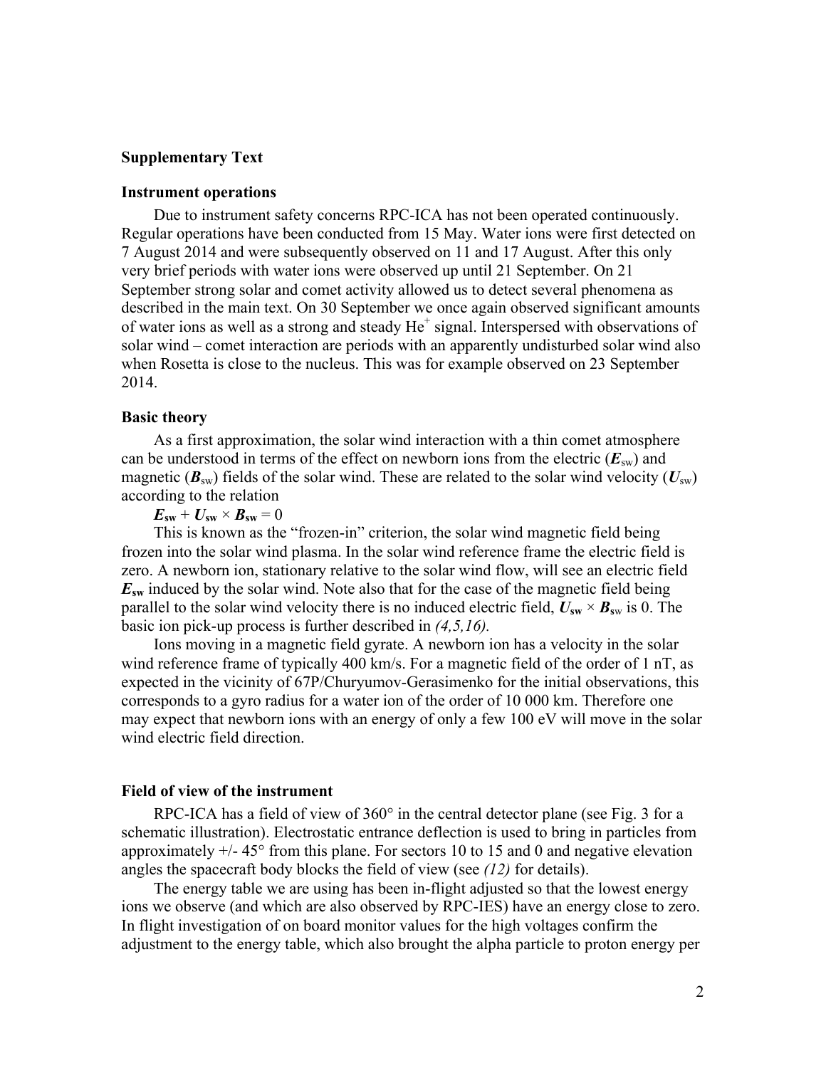## Supplementary Text

### Instrument operations

Due to instrument safety concerns RPC-ICA has not been operated continuously. Regular operations have been conducted from 15 May. Water ions were first detected on 7 August 2014 and were subsequently observed on 11 and 17 August. After this only very brief periods with water ions were observed up until 21 September. On 21 September strong solar and comet activity allowed us to detect several phenomena as described in the main text. On 30 September we once again observed significant amounts of water ions as well as a strong and steady $He^+$ signal. Interspersed with observations of solar wind – comet interaction are periods with an apparently undisturbed solar wind also when Rosetta is close to the nucleus. This was for example observed on 23 September 2014.

### Basic theory

As a first approximation, the solar wind interaction with a thin comet atmosphere can be understood in terms of the effect on newborn ions from the electric ($\boldsymbol{E}_{sw}$) and magnetic ($\boldsymbol{B}_{sw}$) fields of the solar wind. These are related to the solar wind velocity ($\boldsymbol{U}_{sw}$) according to the relation

$$\boldsymbol{E}_{sw} + \boldsymbol{U}_{sw} \times \boldsymbol{B}_{sw} = 0$$

This is known as the "frozen-in" criterion, the solar wind magnetic field being frozen into the solar wind plasma. In the solar wind reference frame the electric field is zero. A newborn ion, stationary relative to the solar wind flow, will see an electric field $\boldsymbol{E}_{sw}$ induced by the solar wind. Note also that for the case of the magnetic field being parallel to the solar wind velocity there is no induced electric field, $\boldsymbol{U}_{sw} \times \boldsymbol{B}_{sw}$ is 0. The basic ion pick-up process is further described in *(4,5,16)*.

Ions moving in a magnetic field gyrate. A newborn ion has a velocity in the solar wind reference frame of typically 400 km/s. For a magnetic field of the order of 1 nT, as expected in the vicinity of 67P/Churyumov-Gerasimenko for the initial observations, this corresponds to a gyro radius for a water ion of the order of 10 000 km. Therefore one may expect that newborn ions with an energy of only a few 100 eV will move in the solar wind electric field direction.

### Field of view of the instrument

RPC-ICA has a field of view of 360° in the central detector plane (see Fig. 3 for a schematic illustration). Electrostatic entrance deflection is used to bring in particles from approximately +/- 45° from this plane. For sectors 10 to 15 and 0 and negative elevation angles the spacecraft body blocks the field of view (see *(12)* for details).

The energy table we are using has been in-flight adjusted so that the lowest energy ions we observe (and which are also observed by RPC-IES) have an energy close to zero. In flight investigation of on board monitor values for the high voltages confirm the adjustment to the energy table, which also brought the alpha particle to proton energy per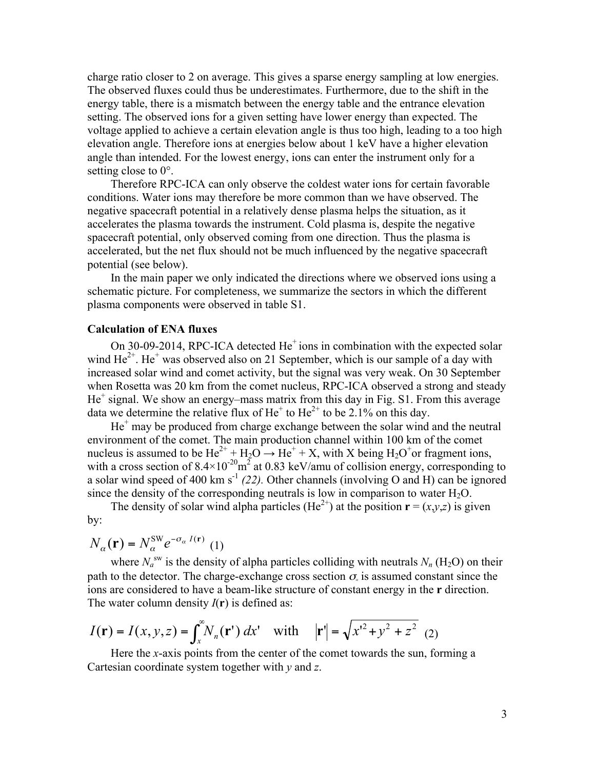charge ratio closer to 2 on average. This gives a sparse energy sampling at low energies. The observed fluxes could thus be underestimates. Furthermore, due to the shift in the energy table, there is a mismatch between the energy table and the entrance elevation setting. The observed ions for a given setting have lower energy than expected. The voltage applied to achieve a certain elevation angle is thus too high, leading to a too high elevation angle. Therefore ions at energies below about 1 keV have a higher elevation angle than intended. For the lowest energy, ions can enter the instrument only for a setting close to 0°.

Therefore RPC-ICA can only observe the coldest water ions for certain favorable conditions. Water ions may therefore be more common than we have observed. The negative spacecraft potential in a relatively dense plasma helps the situation, as it accelerates the plasma towards the instrument. Cold plasma is, despite the negative spacecraft potential, only observed coming from one direction. Thus the plasma is accelerated, but the net flux should not be much influenced by the negative spacecraft potential (see below).

In the main paper we only indicated the directions where we observed ions using a schematic picture. For completeness, we summarize the sectors in which the different plasma components were observed in table S1.

**Calculation of ENA fluxes**

On 30-09-2014, RPC-ICA detected $He^{+}$ ions in combination with the expected solar wind $He^{2+}$. $He^{+}$ was observed also on 21 September, which is our sample of a day with increased solar wind and comet activity, but the signal was very weak. On 30 September when Rosetta was 20 km from the comet nucleus, RPC-ICA observed a strong and steady $He^{+}$ signal. We show an energy–mass matrix from this day in Fig. S1. From this average data we determine the relative flux of $He^{+}$ to $He^{2+}$ to be 2.1% on this day.

$He^{+}$ may be produced from charge exchange between the solar wind and the neutral environment of the comet. The main production channel within 100 km of the comet nucleus is assumed to be $He^{2+} + H_2O \rightarrow He^{+} + X$, with X being $H_2O^{+}$or fragment ions, with a cross section of $8.4\times10^{-20}$m$^2$ at 0.83 keV/amu of collision energy, corresponding to a solar wind speed of 400 km s$^{-1}$ *(22).* Other channels (involving O and H) can be ignored since the density of the corresponding neutrals is low in comparison to water $H_2O$.

The density of solar wind alpha particles ($He^{2+}$) at the position $\mathbf{r} = (x,y,z)$ is given by:

$$N_\alpha(\mathbf{r}) = N_\alpha^{\mathrm{SW}} e^{-\sigma_\alpha\, I(\mathbf{r})} \quad (1)$$

where $N_a^{sw}$ is the density of alpha particles colliding with neutrals $N_n$ ($H_2O$) on their path to the detector. The charge-exchange cross section $\sigma_\alpha$ is assumed constant since the ions are considered to have a beam-like structure of constant energy in the **r** direction. The water column density $I(\mathbf{r})$ is defined as:

$$I(\mathbf{r}) = I(x,y,z) = \int_x^\infty N_n(\mathbf{r}')\, dx' \quad \text{with} \quad |\mathbf{r}'| = \sqrt{x'^2 + y^2 + z^2} \quad (2)$$

Here the *x*-axis points from the center of the comet towards the sun, forming a Cartesian coordinate system together with *y* and *z*.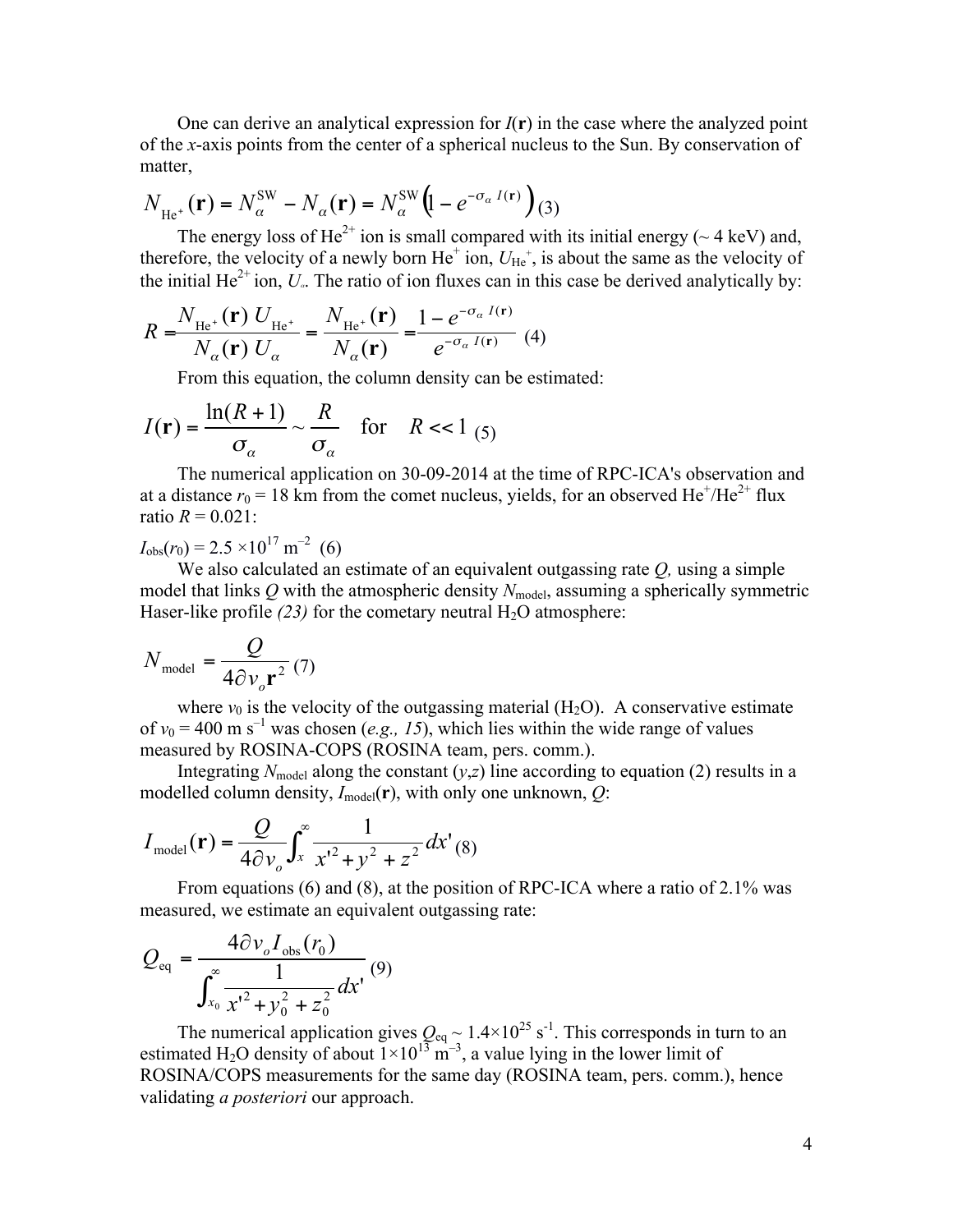One can derive an analytical expression for $I(\mathbf{r})$ in the case where the analyzed point of the $x$-axis points from the center of a spherical nucleus to the Sun. By conservation of matter,

$$N_{\mathrm{He}^+}(\mathbf{r}) = N_\alpha^{\mathrm{SW}} - N_\alpha(\mathbf{r}) = N_\alpha^{\mathrm{SW}}\left(1 - e^{-\sigma_\alpha I(\mathbf{r})}\right) \quad (3)$$

The energy loss of $He^{2+}$ ion is small compared with its initial energy (~ 4 keV) and, therefore, the velocity of a newly born $He^+$ ion, $U_{\mathrm{He}^+}$, is about the same as the velocity of the initial $He^{2+}$ ion, $U_\alpha$. The ratio of ion fluxes can in this case be derived analytically by:

$$R = \frac{N_{\mathrm{He}^+}(\mathbf{r})\, U_{\mathrm{He}^+}}{N_\alpha(\mathbf{r})\, U_\alpha} = \frac{N_{\mathrm{He}^+}(\mathbf{r})}{N_\alpha(\mathbf{r})} = \frac{1 - e^{-\sigma_\alpha I(\mathbf{r})}}{e^{-\sigma_\alpha I(\mathbf{r})}} \quad (4)$$

From this equation, the column density can be estimated:

$$I(\mathbf{r}) = \frac{\ln(R+1)}{\sigma_\alpha} \sim \frac{R}{\sigma_\alpha} \quad \text{for} \quad R << 1 \quad (5)$$

The numerical application on 30-09-2014 at the time of RPC-ICA's observation and at a distance $r_0$ = 18 km from the comet nucleus, yields, for an observed $He^+/He^{2+}$ flux ratio $R$ = 0.021:

$I_{\mathrm{obs}}(r_0) = 2.5 \times 10^{17}\ \mathrm{m}^{-2}$ (6)

We also calculated an estimate of an equivalent outgassing rate $Q$, using a simple model that links $Q$ with the atmospheric density $N_{\mathrm{model}}$, assuming a spherically symmetric Haser-like profile *(23)* for the cometary neutral $H_2O$ atmosphere:

$$N_{\mathrm{model}} = \frac{Q}{4\partial v_o \mathbf{r}^2} \quad (7)$$

where $v_0$ is the velocity of the outgassing material ($H_2O$). A conservative estimate of $v_0 = 400\ \mathrm{m\ s}^{-1}$ was chosen (*e.g., 15*), which lies within the wide range of values measured by ROSINA-COPS (ROSINA team, pers. comm.).

Integrating $N_{\mathrm{model}}$ along the constant ($y$,$z$) line according to equation (2) results in a modelled column density, $I_{\mathrm{model}}(\mathbf{r})$, with only one unknown, $Q$:

$$I_{\mathrm{model}}(\mathbf{r}) = \frac{Q}{4\partial v_o}\int_x^\infty \frac{1}{x'^2 + y^2 + z^2}\,dx' \quad (8)$$

From equations (6) and (8), at the position of RPC-ICA where a ratio of 2.1% was measured, we estimate an equivalent outgassing rate:

$$Q_{\mathrm{eq}} = \frac{4\partial v_o I_{\mathrm{obs}}(r_0)}{\displaystyle\int_{x_0}^\infty \frac{1}{x'^2 + y_0^2 + z_0^2}\,dx'} \quad (9)$$

The numerical application gives $Q_{\mathrm{eq}} \sim 1.4\times10^{25}\ \mathrm{s}^{-1}$. This corresponds in turn to an estimated $H_2O$ density of about $1\times10^{13}\ \mathrm{m}^{-3}$, a value lying in the lower limit of ROSINA/COPS measurements for the same day (ROSINA team, pers. comm.), hence validating *a posteriori* our approach.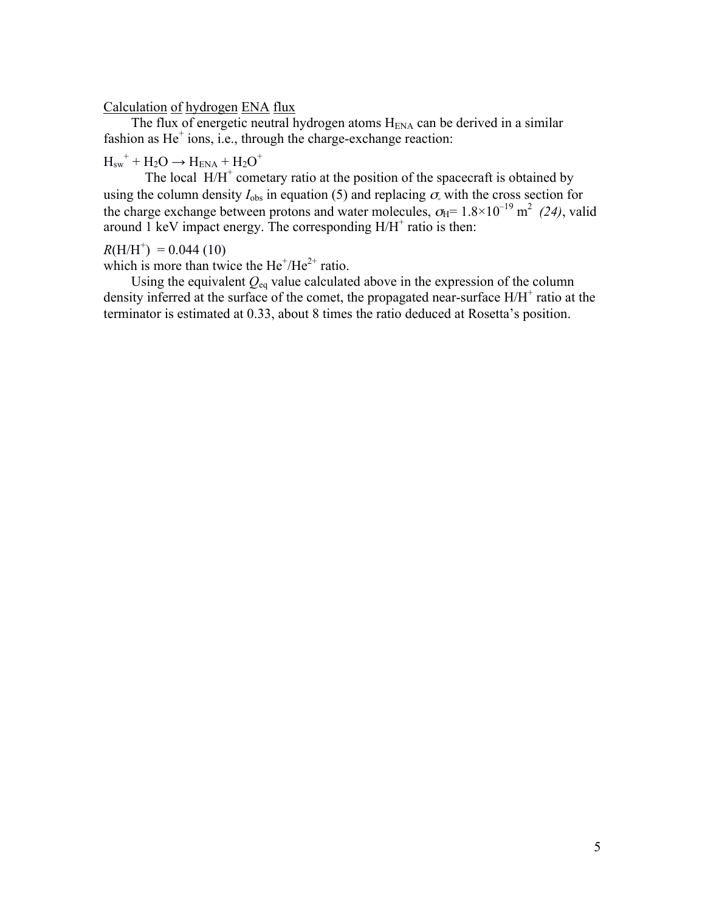Calculation of hydrogen ENA flux

The flux of energetic neutral hydrogen atoms $H_{ENA}$ can be derived in a similar fashion as $He^+$ ions, i.e., through the charge-exchange reaction:

$$H_{sw}^+ + H_2O \rightarrow H_{ENA} + H_2O^+$$

The local $H/H^+$ cometary ratio at the position of the spacecraft is obtained by using the column density $I_{obs}$ in equation (5) and replacing $\sigma_\alpha$ with the cross section for the charge exchange between protons and water molecules, $\sigma_H = 1.8\times10^{-19}$ m$^2$ *(24)*, valid around 1 keV impact energy. The corresponding $H/H^+$ ratio is then:

$$R(H/H^+) = 0.044 \quad (10)$$

which is more than twice the $He^+/He^{2+}$ ratio.

Using the equivalent $Q_{eq}$ value calculated above in the expression of the column density inferred at the surface of the comet, the propagated near-surface $H/H^+$ ratio at the terminator is estimated at 0.33, about 8 times the ratio deduced at Rosetta's position.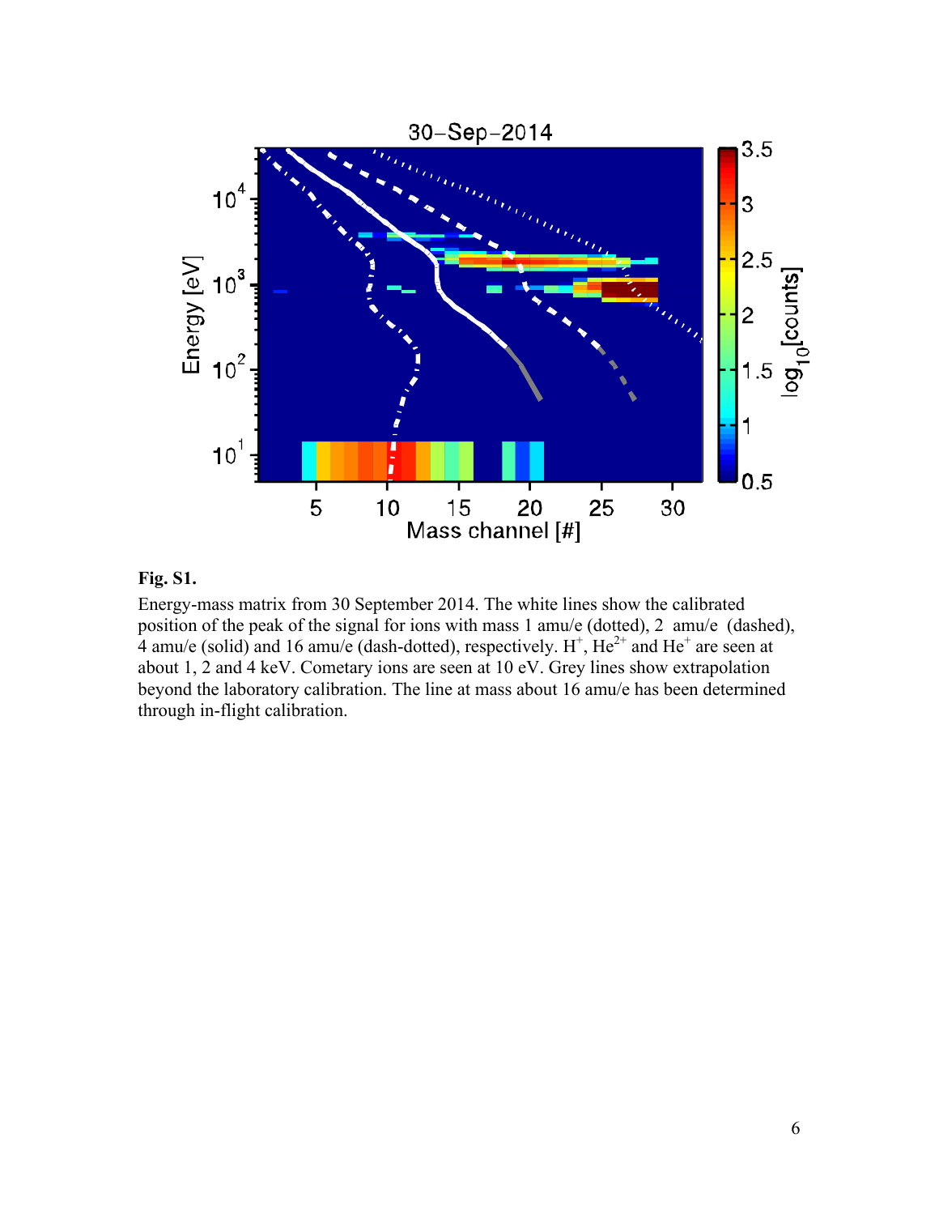**Fig. S1.**

Energy-mass matrix from 30 September 2014. The white lines show the calibrated position of the peak of the signal for ions with mass 1 amu/e (dotted), 2 amu/e (dashed), 4 amu/e (solid) and 16 amu/e (dash-dotted), respectively. $H^+$, $He^{2+}$ and $He^+$ are seen at about 1, 2 and 4 keV. Cometary ions are seen at 10 eV. Grey lines show extrapolation beyond the laboratory calibration. The line at mass about 16 amu/e has been determined through in-flight calibration.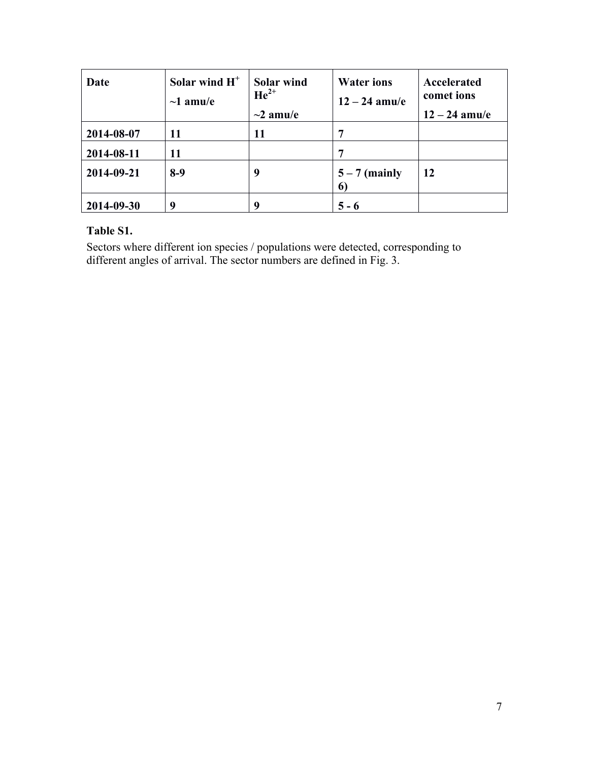| Date | Solar wind $H^+$ ~1 amu/e | Solar wind $He^{2+}$ ~2 amu/e | Water ions 12 – 24 amu/e | Accelerated comet ions 12 – 24 amu/e |
|---|---|---|---|---|
| **2014-08-07** | **11** | **11** | **7** | |
| **2014-08-11** | **11** | | **7** | |
| **2014-09-21** | **8-9** | **9** | **5 – 7 (mainly 6)** | **12** |
| **2014-09-30** | **9** | **9** | **5 - 6** | |

**Table S1.**

Sectors where different ion species / populations were detected, corresponding to different angles of arrival. The sector numbers are defined in Fig. 3.